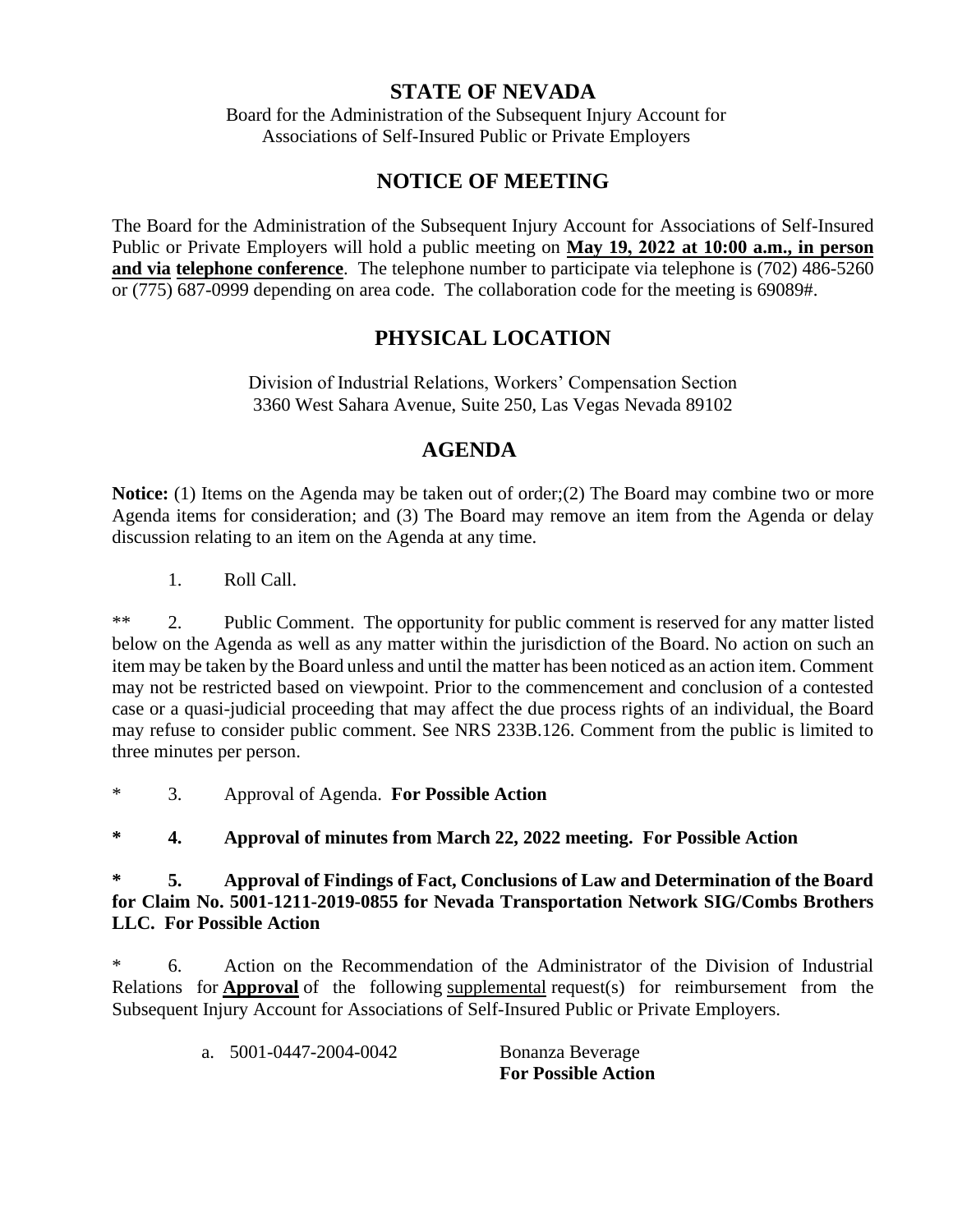# STATE OF NEVADA

Board for the Administration of the Subsequent Injury Account for Associations of Self-Insured Public or Private Employers

## NOTICE OF MEETING

The Board for the Administration of the Subsequent Injury Account for Associations of Self-Insured Public or Private Employers will hold a public meeting on **May 19, 2022 at 10:00 a.m., in person and via telephone conference**. The telephone number to participate via telephone is (702) 486-5260 or (775) 687-0999 depending on area code. The collaboration code for the meeting is 69089#.

## PHYSICAL LOCATION

Division of Industrial Relations, Workers' Compensation Section
3360 West Sahara Avenue, Suite 250, Las Vegas Nevada 89102

## AGENDA

**Notice:** (1) Items on the Agenda may be taken out of order;(2) The Board may combine two or more Agenda items for consideration; and (3) The Board may remove an item from the Agenda or delay discussion relating to an item on the Agenda at any time.

1. Roll Call.

** 2. Public Comment. The opportunity for public comment is reserved for any matter listed below on the Agenda as well as any matter within the jurisdiction of the Board. No action on such an item may be taken by the Board unless and until the matter has been noticed as an action item. Comment may not be restricted based on viewpoint. Prior to the commencement and conclusion of a contested case or a quasi-judicial proceeding that may affect the due process rights of an individual, the Board may refuse to consider public comment. See NRS 233B.126. Comment from the public is limited to three minutes per person.

* 3. Approval of Agenda. **For Possible Action**

**\* 4. Approval of minutes from March 22, 2022 meeting. For Possible Action**

**\* 5. Approval of Findings of Fact, Conclusions of Law and Determination of the Board for Claim No. 5001-1211-2019-0855 for Nevada Transportation Network SIG/Combs Brothers LLC. For Possible Action**

* 6. Action on the Recommendation of the Administrator of the Division of Industrial Relations for **Approval** of the following supplemental request(s) for reimbursement from the Subsequent Injury Account for Associations of Self-Insured Public or Private Employers.

   a. 5001-0447-2004-0042 Bonanza Beverage
   **For Possible Action**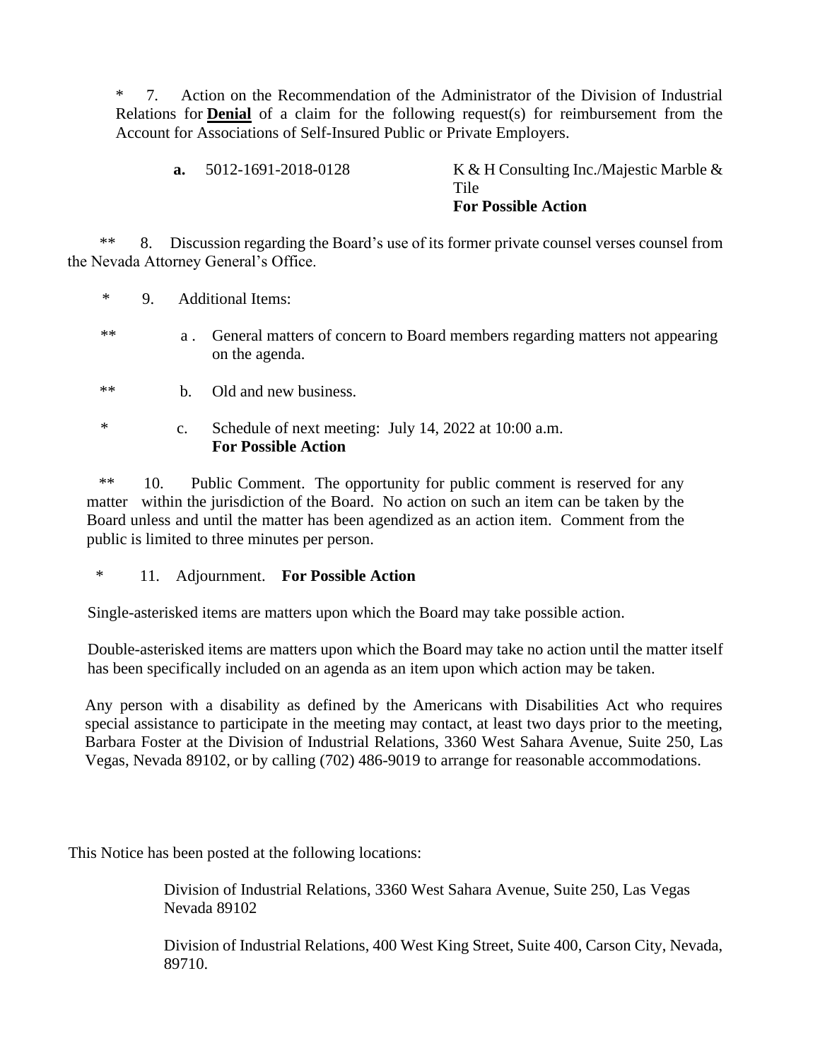* 7. Action on the Recommendation of the Administrator of the Division of Industrial Relations for **Denial** of a claim for the following request(s) for reimbursement from the Account for Associations of Self-Insured Public or Private Employers.

   **a.** 5012-1691-2018-0128 — K & H Consulting Inc./Majestic Marble & Tile
   **For Possible Action**

** 8. Discussion regarding the Board's use of its former private counsel verses counsel from the Nevada Attorney General's Office.

* 9. Additional Items:

** a . General matters of concern to Board members regarding matters not appearing on the agenda.

** b. Old and new business.

* c. Schedule of next meeting: July 14, 2022 at 10:00 a.m.
**For Possible Action**

** 10. Public Comment. The opportunity for public comment is reserved for any matter within the jurisdiction of the Board. No action on such an item can be taken by the Board unless and until the matter has been agendized as an action item. Comment from the public is limited to three minutes per person.

* 11. Adjournment. **For Possible Action**

Single-asterisked items are matters upon which the Board may take possible action.

Double-asterisked items are matters upon which the Board may take no action until the matter itself has been specifically included on an agenda as an item upon which action may be taken.

Any person with a disability as defined by the Americans with Disabilities Act who requires special assistance to participate in the meeting may contact, at least two days prior to the meeting, Barbara Foster at the Division of Industrial Relations, 3360 West Sahara Avenue, Suite 250, Las Vegas, Nevada 89102, or by calling (702) 486-9019 to arrange for reasonable accommodations.

This Notice has been posted at the following locations:

Division of Industrial Relations, 3360 West Sahara Avenue, Suite 250, Las Vegas Nevada 89102

Division of Industrial Relations, 400 West King Street, Suite 400, Carson City, Nevada, 89710.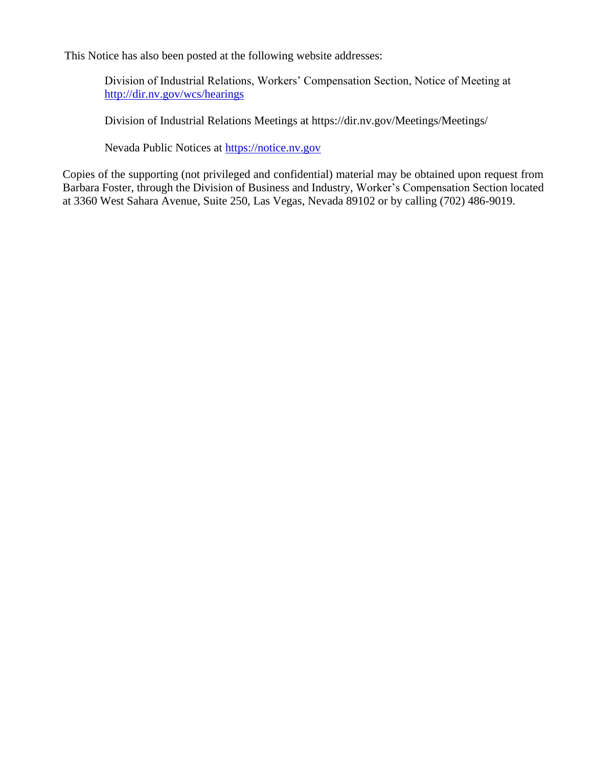This Notice has also been posted at the following website addresses:

Division of Industrial Relations, Workers' Compensation Section, Notice of Meeting at http://dir.nv.gov/wcs/hearings

Division of Industrial Relations Meetings at https://dir.nv.gov/Meetings/Meetings/

Nevada Public Notices at https://notice.nv.gov

Copies of the supporting (not privileged and confidential) material may be obtained upon request from Barbara Foster, through the Division of Business and Industry, Worker's Compensation Section located at 3360 West Sahara Avenue, Suite 250, Las Vegas, Nevada 89102 or by calling (702) 486-9019.